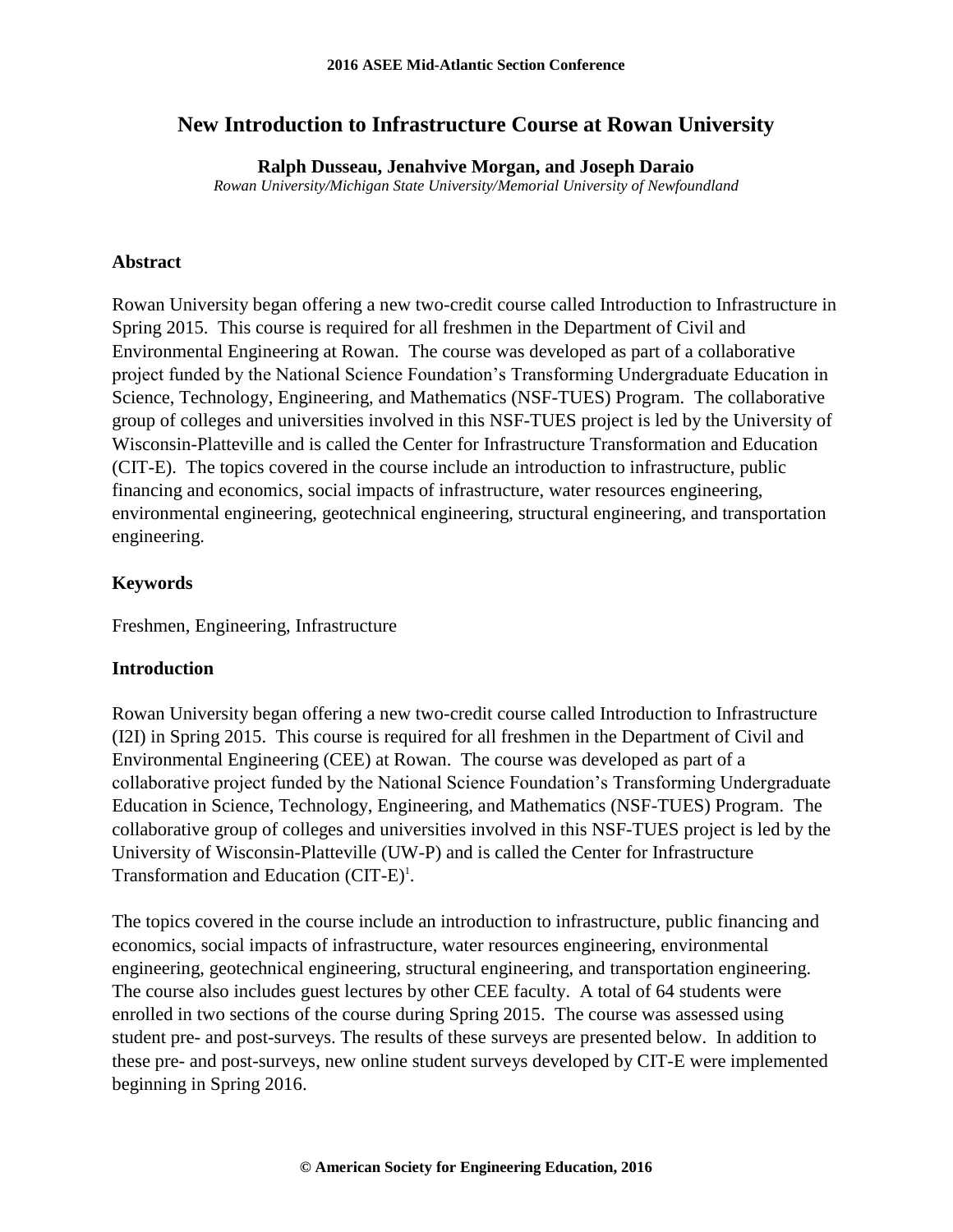# New Introduction to Infrastructure Course at Rowan University

**Ralph Dusseau, Jenahvive Morgan, and Joseph Daraio**

*Rowan University/Michigan State University/Memorial University of Newfoundland*

## Abstract

Rowan University began offering a new two-credit course called Introduction to Infrastructure in Spring 2015. This course is required for all freshmen in the Department of Civil and Environmental Engineering at Rowan. The course was developed as part of a collaborative project funded by the National Science Foundation's Transforming Undergraduate Education in Science, Technology, Engineering, and Mathematics (NSF-TUES) Program. The collaborative group of colleges and universities involved in this NSF-TUES project is led by the University of Wisconsin-Platteville and is called the Center for Infrastructure Transformation and Education (CIT-E). The topics covered in the course include an introduction to infrastructure, public financing and economics, social impacts of infrastructure, water resources engineering, environmental engineering, geotechnical engineering, structural engineering, and transportation engineering.

## Keywords

Freshmen, Engineering, Infrastructure

## Introduction

Rowan University began offering a new two-credit course called Introduction to Infrastructure (I2I) in Spring 2015. This course is required for all freshmen in the Department of Civil and Environmental Engineering (CEE) at Rowan. The course was developed as part of a collaborative project funded by the National Science Foundation's Transforming Undergraduate Education in Science, Technology, Engineering, and Mathematics (NSF-TUES) Program. The collaborative group of colleges and universities involved in this NSF-TUES project is led by the University of Wisconsin-Platteville (UW-P) and is called the Center for Infrastructure Transformation and Education (CIT-E)[1].

The topics covered in the course include an introduction to infrastructure, public financing and economics, social impacts of infrastructure, water resources engineering, environmental engineering, geotechnical engineering, structural engineering, and transportation engineering. The course also includes guest lectures by other CEE faculty. A total of 64 students were enrolled in two sections of the course during Spring 2015. The course was assessed using student pre- and post-surveys. The results of these surveys are presented below. In addition to these pre- and post-surveys, new online student surveys developed by CIT-E were implemented beginning in Spring 2016.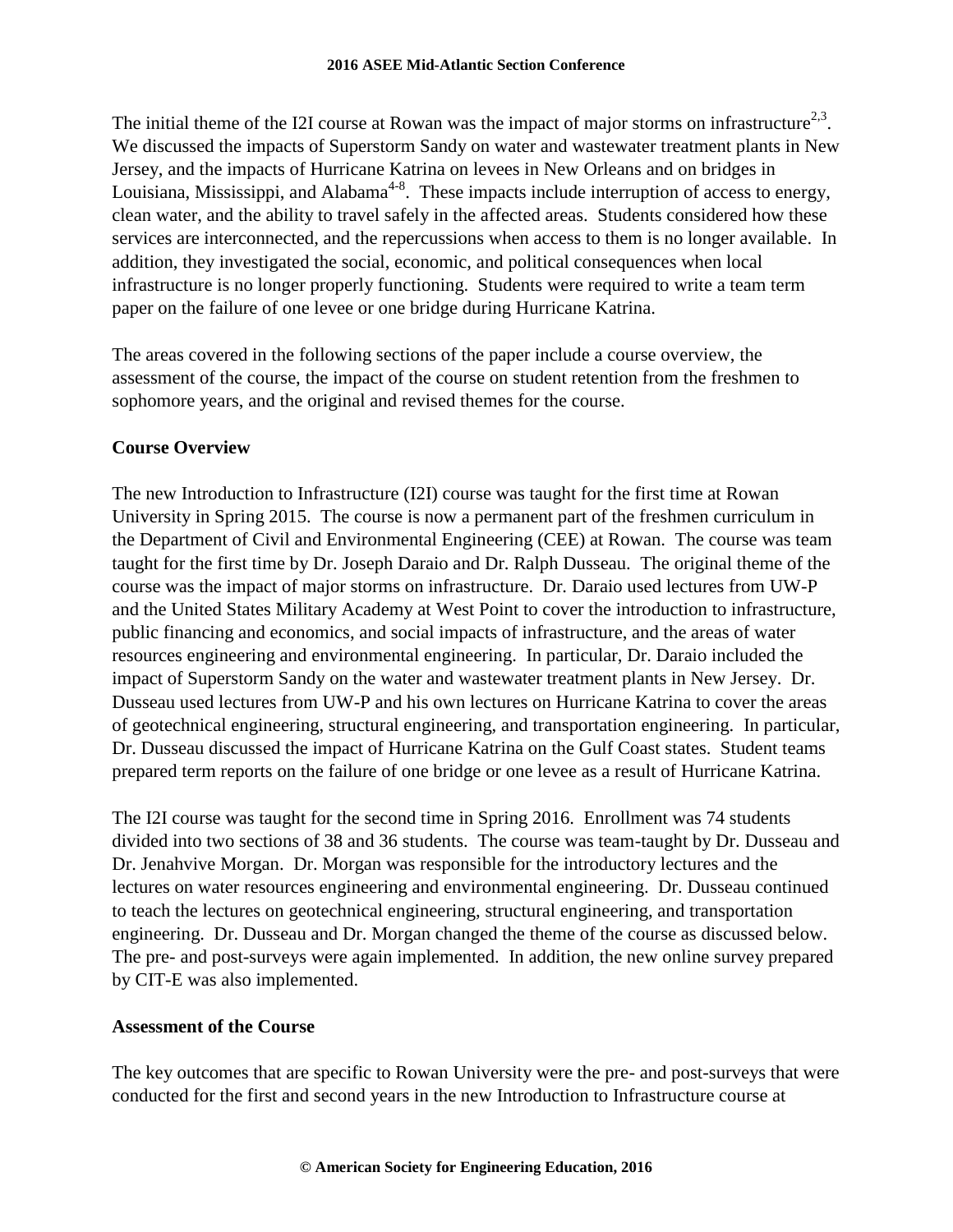The initial theme of the I2I course at Rowan was the impact of major storms on infrastructure[2,3]. We discussed the impacts of Superstorm Sandy on water and wastewater treatment plants in New Jersey, and the impacts of Hurricane Katrina on levees in New Orleans and on bridges in Louisiana, Mississippi, and Alabama[4-8]. These impacts include interruption of access to energy, clean water, and the ability to travel safely in the affected areas. Students considered how these services are interconnected, and the repercussions when access to them is no longer available. In addition, they investigated the social, economic, and political consequences when local infrastructure is no longer properly functioning. Students were required to write a team term paper on the failure of one levee or one bridge during Hurricane Katrina.

The areas covered in the following sections of the paper include a course overview, the assessment of the course, the impact of the course on student retention from the freshmen to sophomore years, and the original and revised themes for the course.

## Course Overview

The new Introduction to Infrastructure (I2I) course was taught for the first time at Rowan University in Spring 2015. The course is now a permanent part of the freshmen curriculum in the Department of Civil and Environmental Engineering (CEE) at Rowan. The course was team taught for the first time by Dr. Joseph Daraio and Dr. Ralph Dusseau. The original theme of the course was the impact of major storms on infrastructure. Dr. Daraio used lectures from UW-P and the United States Military Academy at West Point to cover the introduction to infrastructure, public financing and economics, and social impacts of infrastructure, and the areas of water resources engineering and environmental engineering. In particular, Dr. Daraio included the impact of Superstorm Sandy on the water and wastewater treatment plants in New Jersey. Dr. Dusseau used lectures from UW-P and his own lectures on Hurricane Katrina to cover the areas of geotechnical engineering, structural engineering, and transportation engineering. In particular, Dr. Dusseau discussed the impact of Hurricane Katrina on the Gulf Coast states. Student teams prepared term reports on the failure of one bridge or one levee as a result of Hurricane Katrina.

The I2I course was taught for the second time in Spring 2016. Enrollment was 74 students divided into two sections of 38 and 36 students. The course was team-taught by Dr. Dusseau and Dr. Jenahvive Morgan. Dr. Morgan was responsible for the introductory lectures and the lectures on water resources engineering and environmental engineering. Dr. Dusseau continued to teach the lectures on geotechnical engineering, structural engineering, and transportation engineering. Dr. Dusseau and Dr. Morgan changed the theme of the course as discussed below. The pre- and post-surveys were again implemented. In addition, the new online survey prepared by CIT-E was also implemented.

## Assessment of the Course

The key outcomes that are specific to Rowan University were the pre- and post-surveys that were conducted for the first and second years in the new Introduction to Infrastructure course at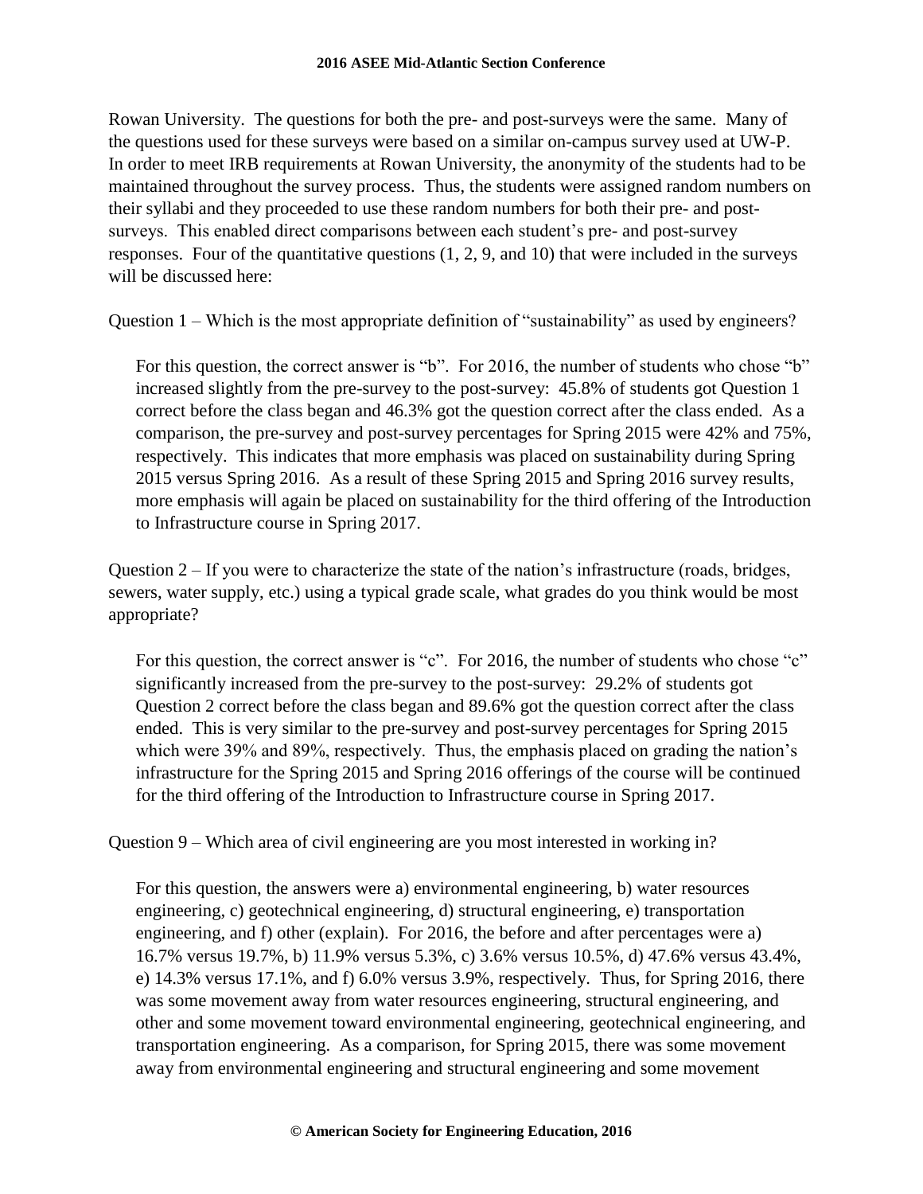Rowan University. The questions for both the pre- and post-surveys were the same. Many of the questions used for these surveys were based on a similar on-campus survey used at UW-P. In order to meet IRB requirements at Rowan University, the anonymity of the students had to be maintained throughout the survey process. Thus, the students were assigned random numbers on their syllabi and they proceeded to use these random numbers for both their pre- and post-surveys. This enabled direct comparisons between each student's pre- and post-survey responses. Four of the quantitative questions (1, 2, 9, and 10) that were included in the surveys will be discussed here:

Question 1 – Which is the most appropriate definition of "sustainability" as used by engineers?

> For this question, the correct answer is "b". For 2016, the number of students who chose "b" increased slightly from the pre-survey to the post-survey: 45.8% of students got Question 1 correct before the class began and 46.3% got the question correct after the class ended. As a comparison, the pre-survey and post-survey percentages for Spring 2015 were 42% and 75%, respectively. This indicates that more emphasis was placed on sustainability during Spring 2015 versus Spring 2016. As a result of these Spring 2015 and Spring 2016 survey results, more emphasis will again be placed on sustainability for the third offering of the Introduction to Infrastructure course in Spring 2017.

Question 2 – If you were to characterize the state of the nation's infrastructure (roads, bridges, sewers, water supply, etc.) using a typical grade scale, what grades do you think would be most appropriate?

> For this question, the correct answer is "c". For 2016, the number of students who chose "c" significantly increased from the pre-survey to the post-survey: 29.2% of students got Question 2 correct before the class began and 89.6% got the question correct after the class ended. This is very similar to the pre-survey and post-survey percentages for Spring 2015 which were 39% and 89%, respectively. Thus, the emphasis placed on grading the nation's infrastructure for the Spring 2015 and Spring 2016 offerings of the course will be continued for the third offering of the Introduction to Infrastructure course in Spring 2017.

Question 9 – Which area of civil engineering are you most interested in working in?

> For this question, the answers were a) environmental engineering, b) water resources engineering, c) geotechnical engineering, d) structural engineering, e) transportation engineering, and f) other (explain). For 2016, the before and after percentages were a) 16.7% versus 19.7%, b) 11.9% versus 5.3%, c) 3.6% versus 10.5%, d) 47.6% versus 43.4%, e) 14.3% versus 17.1%, and f) 6.0% versus 3.9%, respectively. Thus, for Spring 2016, there was some movement away from water resources engineering, structural engineering, and other and some movement toward environmental engineering, geotechnical engineering, and transportation engineering. As a comparison, for Spring 2015, there was some movement away from environmental engineering and structural engineering and some movement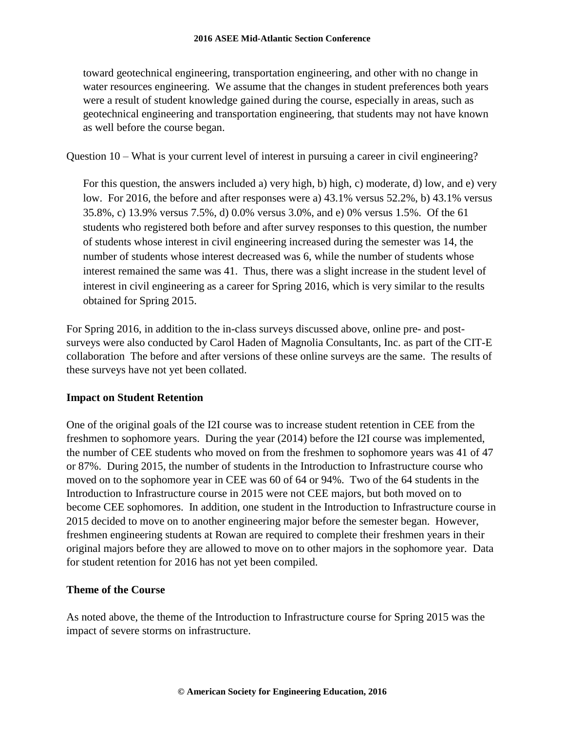toward geotechnical engineering, transportation engineering, and other with no change in water resources engineering. We assume that the changes in student preferences both years were a result of student knowledge gained during the course, especially in areas, such as geotechnical engineering and transportation engineering, that students may not have known as well before the course began.

Question 10 – What is your current level of interest in pursuing a career in civil engineering?

For this question, the answers included a) very high, b) high, c) moderate, d) low, and e) very low. For 2016, the before and after responses were a) 43.1% versus 52.2%, b) 43.1% versus 35.8%, c) 13.9% versus 7.5%, d) 0.0% versus 3.0%, and e) 0% versus 1.5%. Of the 61 students who registered both before and after survey responses to this question, the number of students whose interest in civil engineering increased during the semester was 14, the number of students whose interest decreased was 6, while the number of students whose interest remained the same was 41. Thus, there was a slight increase in the student level of interest in civil engineering as a career for Spring 2016, which is very similar to the results obtained for Spring 2015.

For Spring 2016, in addition to the in-class surveys discussed above, online pre- and post-surveys were also conducted by Carol Haden of Magnolia Consultants, Inc. as part of the CIT-E collaboration The before and after versions of these online surveys are the same. The results of these surveys have not yet been collated.

## Impact on Student Retention

One of the original goals of the I2I course was to increase student retention in CEE from the freshmen to sophomore years. During the year (2014) before the I2I course was implemented, the number of CEE students who moved on from the freshmen to sophomore years was 41 of 47 or 87%. During 2015, the number of students in the Introduction to Infrastructure course who moved on to the sophomore year in CEE was 60 of 64 or 94%. Two of the 64 students in the Introduction to Infrastructure course in 2015 were not CEE majors, but both moved on to become CEE sophomores. In addition, one student in the Introduction to Infrastructure course in 2015 decided to move on to another engineering major before the semester began. However, freshmen engineering students at Rowan are required to complete their freshmen years in their original majors before they are allowed to move on to other majors in the sophomore year. Data for student retention for 2016 has not yet been compiled.

## Theme of the Course

As noted above, the theme of the Introduction to Infrastructure course for Spring 2015 was the impact of severe storms on infrastructure.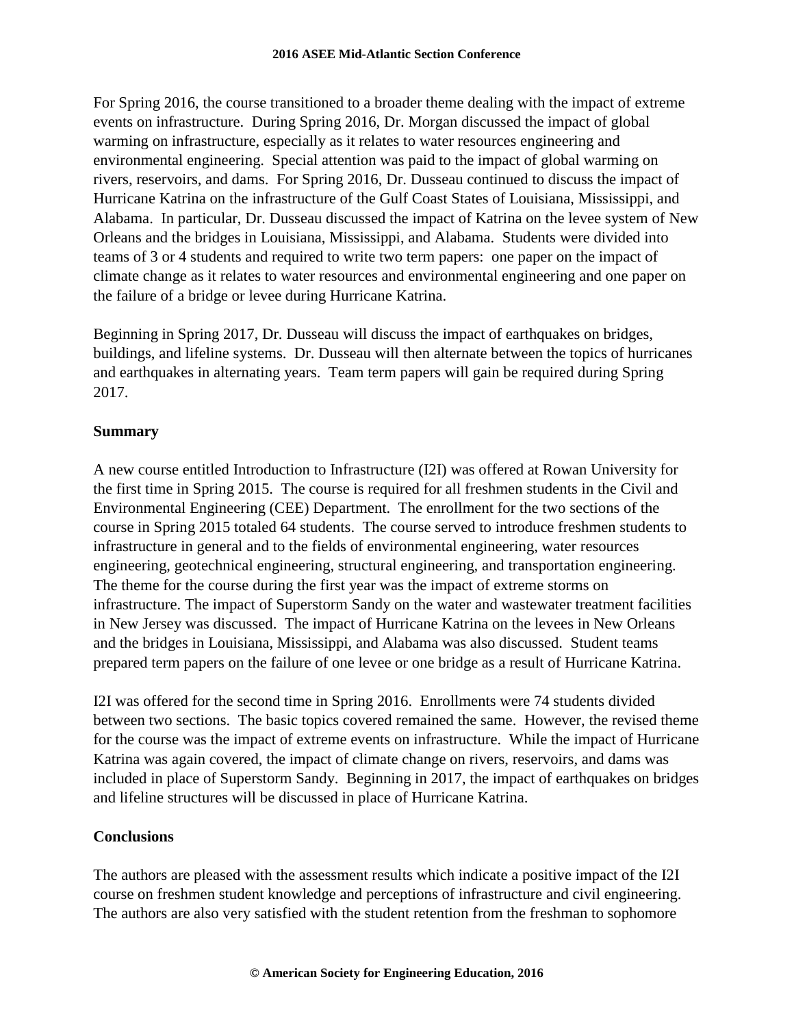For Spring 2016, the course transitioned to a broader theme dealing with the impact of extreme events on infrastructure. During Spring 2016, Dr. Morgan discussed the impact of global warming on infrastructure, especially as it relates to water resources engineering and environmental engineering. Special attention was paid to the impact of global warming on rivers, reservoirs, and dams. For Spring 2016, Dr. Dusseau continued to discuss the impact of Hurricane Katrina on the infrastructure of the Gulf Coast States of Louisiana, Mississippi, and Alabama. In particular, Dr. Dusseau discussed the impact of Katrina on the levee system of New Orleans and the bridges in Louisiana, Mississippi, and Alabama. Students were divided into teams of 3 or 4 students and required to write two term papers: one paper on the impact of climate change as it relates to water resources and environmental engineering and one paper on the failure of a bridge or levee during Hurricane Katrina.

Beginning in Spring 2017, Dr. Dusseau will discuss the impact of earthquakes on bridges, buildings, and lifeline systems. Dr. Dusseau will then alternate between the topics of hurricanes and earthquakes in alternating years. Team term papers will gain be required during Spring 2017.

## Summary

A new course entitled Introduction to Infrastructure (I2I) was offered at Rowan University for the first time in Spring 2015. The course is required for all freshmen students in the Civil and Environmental Engineering (CEE) Department. The enrollment for the two sections of the course in Spring 2015 totaled 64 students. The course served to introduce freshmen students to infrastructure in general and to the fields of environmental engineering, water resources engineering, geotechnical engineering, structural engineering, and transportation engineering. The theme for the course during the first year was the impact of extreme storms on infrastructure. The impact of Superstorm Sandy on the water and wastewater treatment facilities in New Jersey was discussed. The impact of Hurricane Katrina on the levees in New Orleans and the bridges in Louisiana, Mississippi, and Alabama was also discussed. Student teams prepared term papers on the failure of one levee or one bridge as a result of Hurricane Katrina.

I2I was offered for the second time in Spring 2016. Enrollments were 74 students divided between two sections. The basic topics covered remained the same. However, the revised theme for the course was the impact of extreme events on infrastructure. While the impact of Hurricane Katrina was again covered, the impact of climate change on rivers, reservoirs, and dams was included in place of Superstorm Sandy. Beginning in 2017, the impact of earthquakes on bridges and lifeline structures will be discussed in place of Hurricane Katrina.

## Conclusions

The authors are pleased with the assessment results which indicate a positive impact of the I2I course on freshmen student knowledge and perceptions of infrastructure and civil engineering. The authors are also very satisfied with the student retention from the freshman to sophomore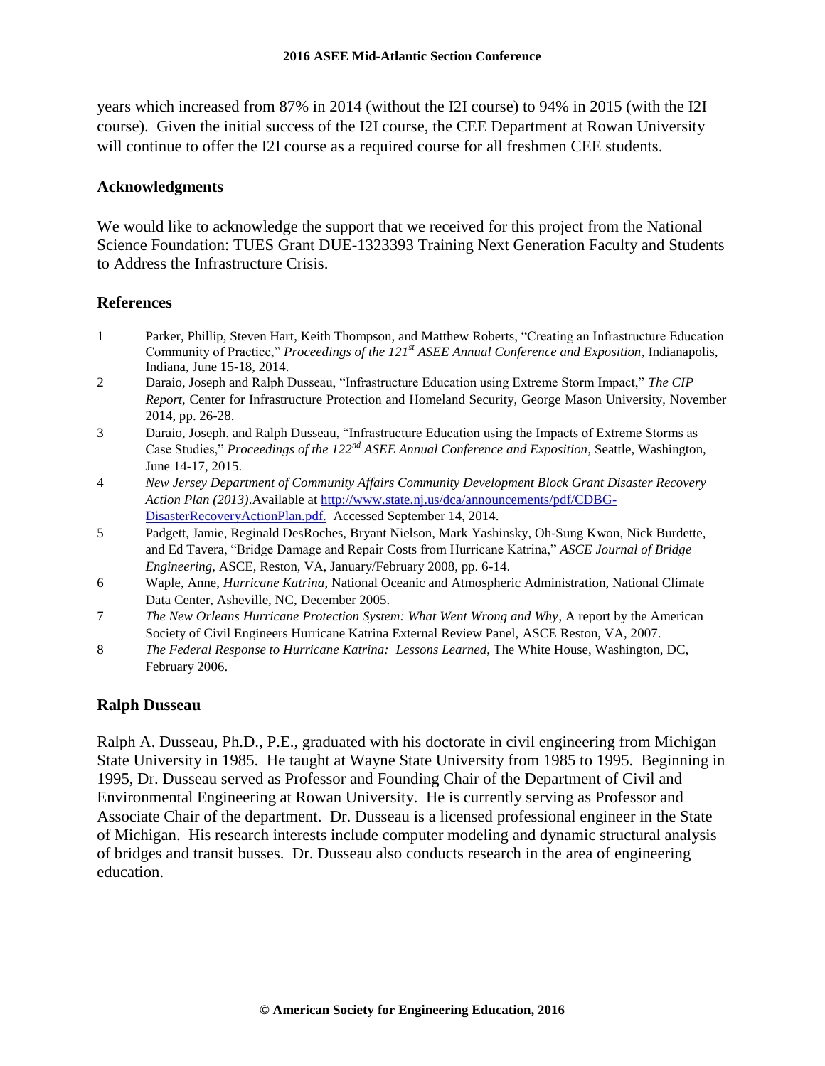years which increased from 87% in 2014 (without the I2I course) to 94% in 2015 (with the I2I course). Given the initial success of the I2I course, the CEE Department at Rowan University will continue to offer the I2I course as a required course for all freshmen CEE students.

## Acknowledgments

We would like to acknowledge the support that we received for this project from the National Science Foundation: TUES Grant DUE-1323393 Training Next Generation Faculty and Students to Address the Infrastructure Crisis.

## References

1. Parker, Phillip, Steven Hart, Keith Thompson, and Matthew Roberts, "Creating an Infrastructure Education Community of Practice," *Proceedings of the 121st ASEE Annual Conference and Exposition*, Indianapolis, Indiana, June 15-18, 2014.
2. Daraio, Joseph and Ralph Dusseau, "Infrastructure Education using Extreme Storm Impact," *The CIP Report*, Center for Infrastructure Protection and Homeland Security, George Mason University, November 2014, pp. 26-28.
3. Daraio, Joseph. and Ralph Dusseau, "Infrastructure Education using the Impacts of Extreme Storms as Case Studies," *Proceedings of the 122nd ASEE Annual Conference and Exposition*, Seattle, Washington, June 14-17, 2015.
4. *New Jersey Department of Community Affairs Community Development Block Grant Disaster Recovery Action Plan (2013)*.Available at http://www.state.nj.us/dca/announcements/pdf/CDBG-DisasterRecoveryActionPlan.pdf. Accessed September 14, 2014.
5. Padgett, Jamie, Reginald DesRoches, Bryant Nielson, Mark Yashinsky, Oh-Sung Kwon, Nick Burdette, and Ed Tavera, "Bridge Damage and Repair Costs from Hurricane Katrina," *ASCE Journal of Bridge Engineering*, ASCE, Reston, VA, January/February 2008, pp. 6-14.
6. Waple, Anne, *Hurricane Katrina*, National Oceanic and Atmospheric Administration, National Climate Data Center, Asheville, NC, December 2005.
7. *The New Orleans Hurricane Protection System: What Went Wrong and Why*, A report by the American Society of Civil Engineers Hurricane Katrina External Review Panel, ASCE Reston, VA, 2007.
8. *The Federal Response to Hurricane Katrina: Lessons Learned*, The White House, Washington, DC, February 2006.

## Ralph Dusseau

Ralph A. Dusseau, Ph.D., P.E., graduated with his doctorate in civil engineering from Michigan State University in 1985. He taught at Wayne State University from 1985 to 1995. Beginning in 1995, Dr. Dusseau served as Professor and Founding Chair of the Department of Civil and Environmental Engineering at Rowan University. He is currently serving as Professor and Associate Chair of the department. Dr. Dusseau is a licensed professional engineer in the State of Michigan. His research interests include computer modeling and dynamic structural analysis of bridges and transit busses. Dr. Dusseau also conducts research in the area of engineering education.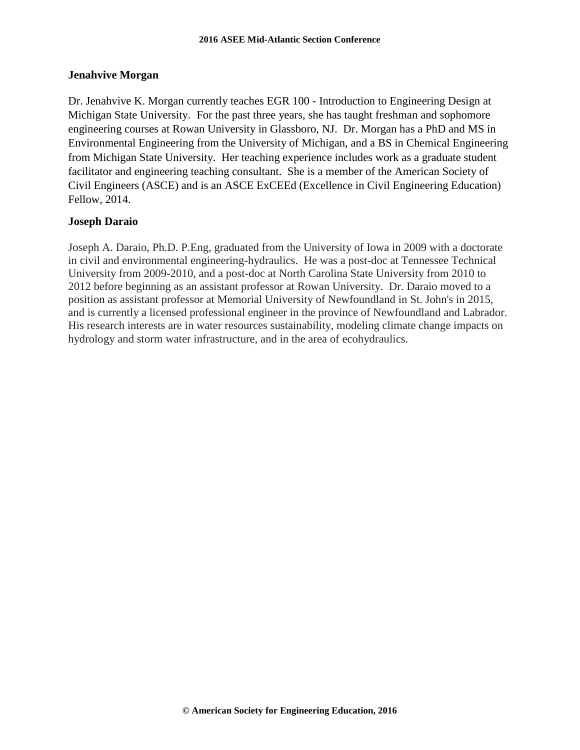### Jenahvive Morgan

Dr. Jenahvive K. Morgan currently teaches EGR 100 - Introduction to Engineering Design at Michigan State University. For the past three years, she has taught freshman and sophomore engineering courses at Rowan University in Glassboro, NJ. Dr. Morgan has a PhD and MS in Environmental Engineering from the University of Michigan, and a BS in Chemical Engineering from Michigan State University. Her teaching experience includes work as a graduate student facilitator and engineering teaching consultant. She is a member of the American Society of Civil Engineers (ASCE) and is an ASCE ExCEEd (Excellence in Civil Engineering Education) Fellow, 2014.

### Joseph Daraio

Joseph A. Daraio, Ph.D. P.Eng, graduated from the University of Iowa in 2009 with a doctorate in civil and environmental engineering-hydraulics. He was a post-doc at Tennessee Technical University from 2009-2010, and a post-doc at North Carolina State University from 2010 to 2012 before beginning as an assistant professor at Rowan University. Dr. Daraio moved to a position as assistant professor at Memorial University of Newfoundland in St. John's in 2015, and is currently a licensed professional engineer in the province of Newfoundland and Labrador. His research interests are in water resources sustainability, modeling climate change impacts on hydrology and storm water infrastructure, and in the area of ecohydraulics.